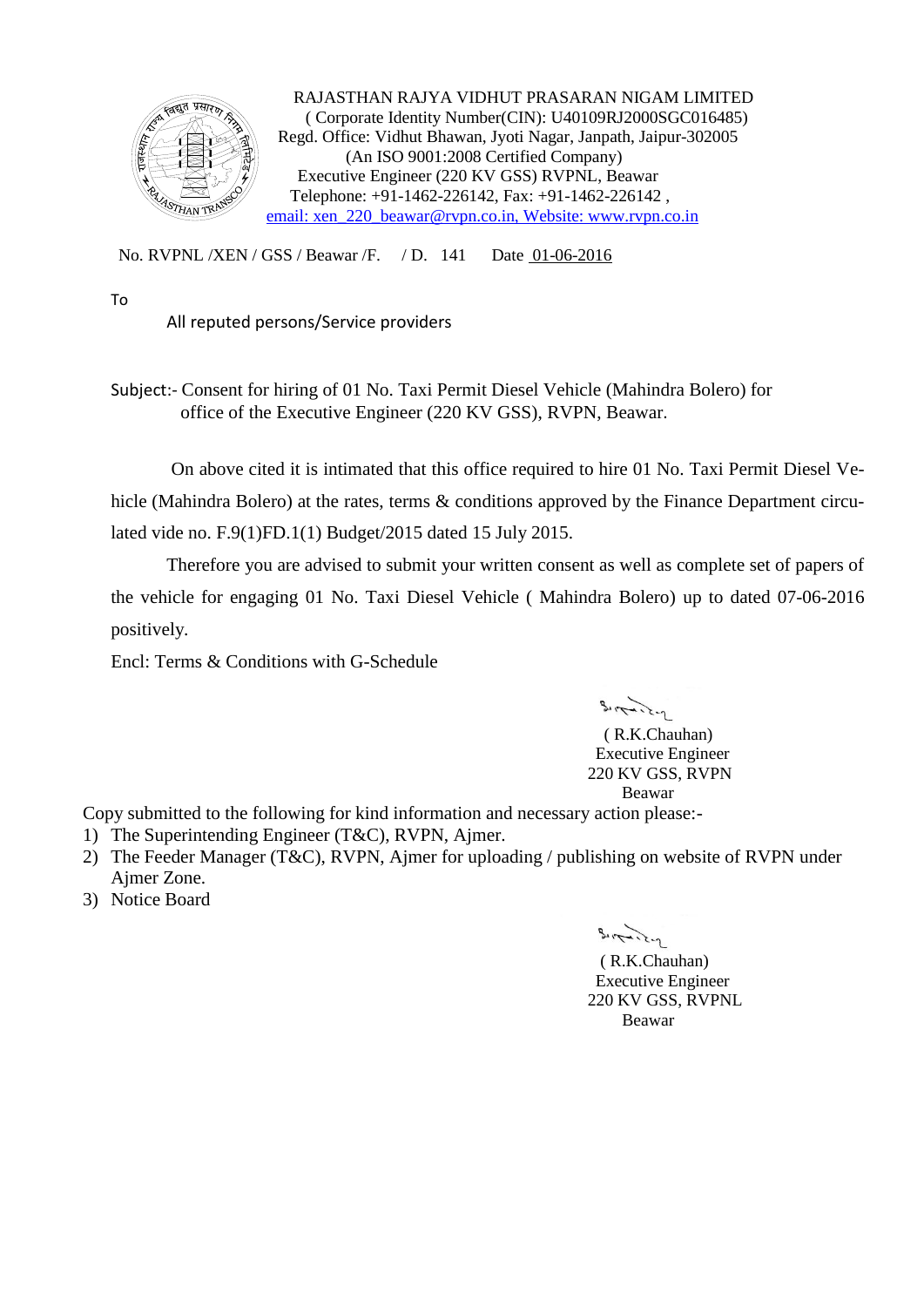RAJASTHAN RAJYA VIDHUT PRASARAN NIGAM LIMITED
( Corporate Identity Number(CIN): U40109RJ2000SGC016485)
Regd. Office: Vidhut Bhawan, Jyoti Nagar, Janpath, Jaipur-302005
(An ISO 9001:2008 Certified Company)
Executive Engineer (220 KV GSS) RVPNL, Beawar
Telephone: +91-1462-226142, Fax: +91-1462-226142 ,
email: xen_220_beawar@rvpn.co.in, Website: www.rvpn.co.in

No. RVPNL /XEN / GSS / Beawar /F. / D. 141 Date 01-06-2016

To

All reputed persons/Service providers

Subject:- Consent for hiring of 01 No. Taxi Permit Diesel Vehicle (Mahindra Bolero) for office of the Executive Engineer (220 KV GSS), RVPN, Beawar.

On above cited it is intimated that this office required to hire 01 No. Taxi Permit Diesel Vehicle (Mahindra Bolero) at the rates, terms & conditions approved by the Finance Department circulated vide no. F.9(1)FD.1(1) Budget/2015 dated 15 July 2015.

Therefore you are advised to submit your written consent as well as complete set of papers of the vehicle for engaging 01 No. Taxi Diesel Vehicle ( Mahindra Bolero) up to dated 07-06-2016 positively.

Encl: Terms & Conditions with G-Schedule

( R.K.Chauhan)
Executive Engineer
220 KV GSS, RVPN
Beawar

Copy submitted to the following for kind information and necessary action please:-

1) The Superintending Engineer (T&C), RVPN, Ajmer.
2) The Feeder Manager (T&C), RVPN, Ajmer for uploading / publishing on website of RVPN under Ajmer Zone.
3) Notice Board

( R.K.Chauhan)
Executive Engineer
220 KV GSS, RVPNL
Beawar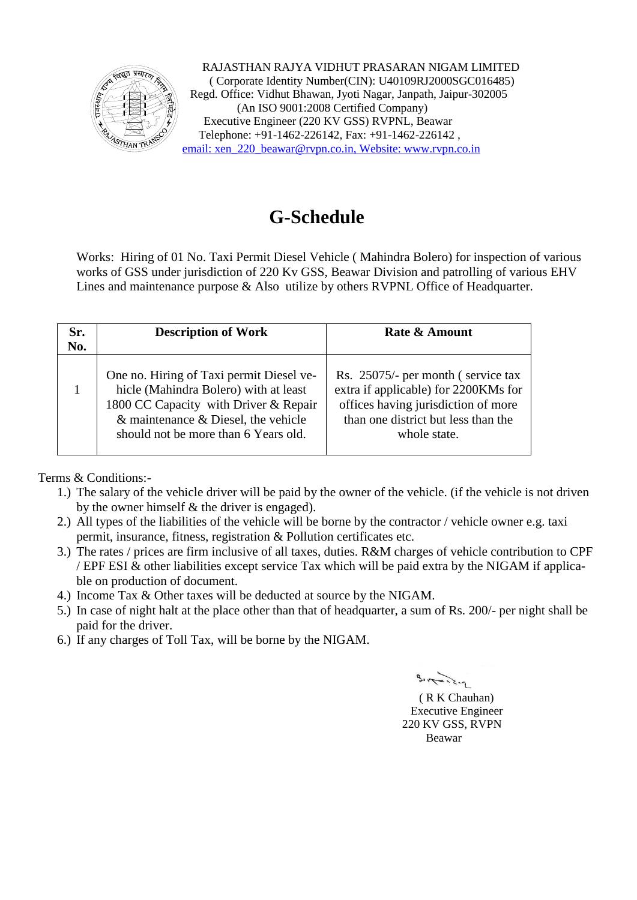RAJASTHAN RAJYA VIDHUT PRASARAN NIGAM LIMITED
( Corporate Identity Number(CIN): U40109RJ2000SGC016485)
Regd. Office: Vidhut Bhawan, Jyoti Nagar, Janpath, Jaipur-302005
(An ISO 9001:2008 Certified Company)
Executive Engineer (220 KV GSS) RVPNL, Beawar
Telephone: +91-1462-226142, Fax: +91-1462-226142 ,
email: xen_220_beawar@rvpn.co.in, Website: www.rvpn.co.in

# G-Schedule

Works: Hiring of 01 No. Taxi Permit Diesel Vehicle ( Mahindra Bolero) for inspection of various works of GSS under jurisdiction of 220 Kv GSS, Beawar Division and patrolling of various EHV Lines and maintenance purpose & Also utilize by others RVPNL Office of Headquarter.

| Sr. No. | Description of Work | Rate & Amount |
|---|---|---|
| 1 | One no. Hiring of Taxi permit Diesel vehicle (Mahindra Bolero) with at least 1800 CC Capacity with Driver & Repair & maintenance & Diesel, the vehicle should not be more than 6 Years old. | Rs. 25075/- per month ( service tax extra if applicable) for 2200KMs for offices having jurisdiction of more than one district but less than the whole state. |

Terms & Conditions:-

1.) The salary of the vehicle driver will be paid by the owner of the vehicle. (if the vehicle is not driven by the owner himself & the driver is engaged).
2.) All types of the liabilities of the vehicle will be borne by the contractor / vehicle owner e.g. taxi permit, insurance, fitness, registration & Pollution certificates etc.
3.) The rates / prices are firm inclusive of all taxes, duties. R&M charges of vehicle contribution to CPF / EPF ESI & other liabilities except service Tax which will be paid extra by the NIGAM if applicable on production of document.
4.) Income Tax & Other taxes will be deducted at source by the NIGAM.
5.) In case of night halt at the place other than that of headquarter, a sum of Rs. 200/- per night shall be paid for the driver.
6.) If any charges of Toll Tax, will be borne by the NIGAM.

( R K Chauhan)
Executive Engineer
220 KV GSS, RVPN
Beawar